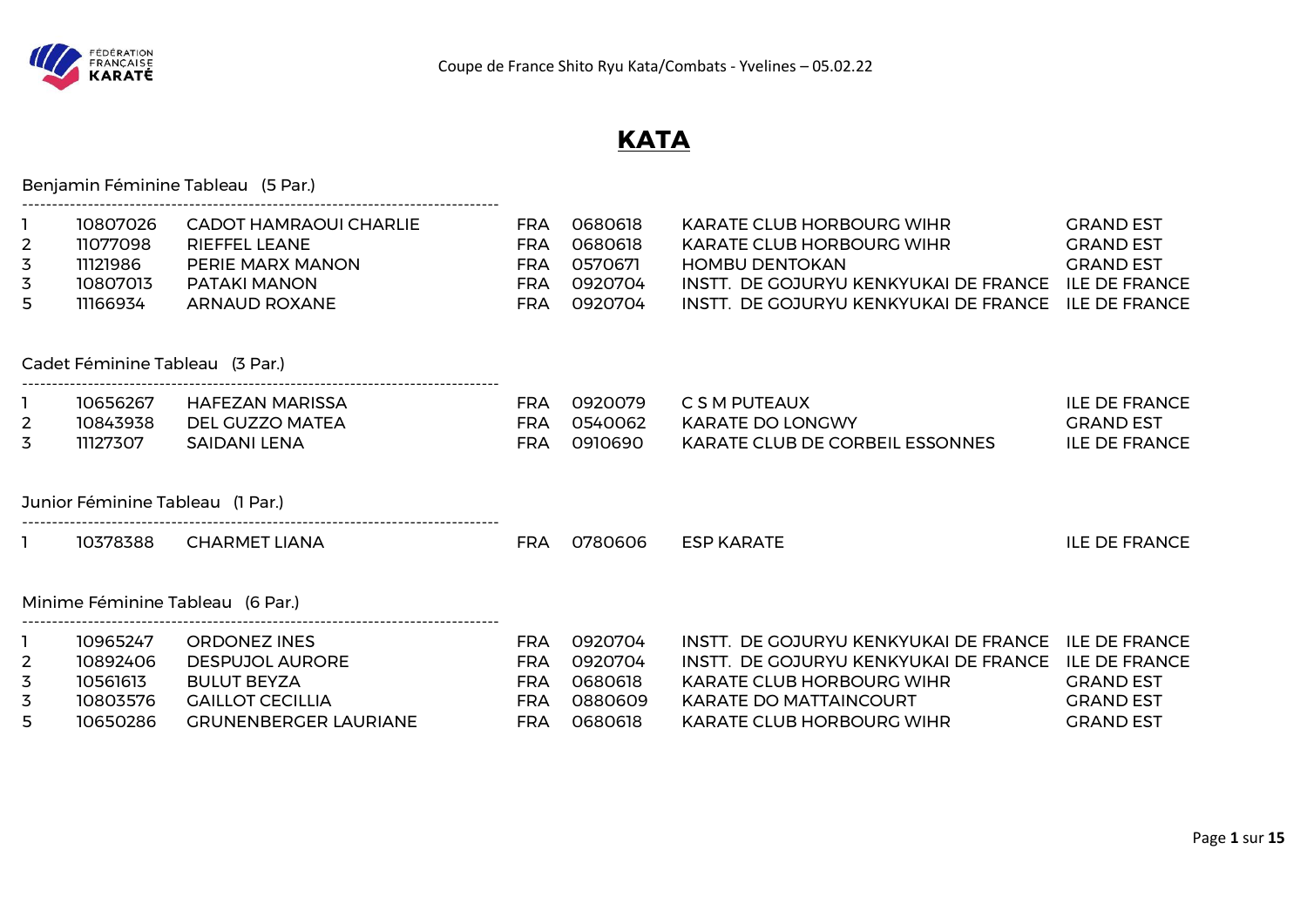# KATA

Benjamin Féminine Tableau (5 Par.)

| | | | | | | |
|---|---|---|---|---|---|---|
| 1 | 10807026 | CADOT HAMRAOUI CHARLIE | FRA | 0680618 | KARATE CLUB HORBOURG WIHR | GRAND EST |
| 2 | 11077098 | RIEFFEL LEANE | FRA | 0680618 | KARATE CLUB HORBOURG WIHR | GRAND EST |
| 3 | 11121986 | PERIE MARX MANON | FRA | 0570671 | HOMBU DENTOKAN | GRAND EST |
| 3 | 10807013 | PATAKI MANON | FRA | 0920704 | INSTT. DE GOJURYU KENKYUKAI DE FRANCE | ILE DE FRANCE |
| 5 | 11166934 | ARNAUD ROXANE | FRA | 0920704 | INSTT. DE GOJURYU KENKYUKAI DE FRANCE | ILE DE FRANCE |

Cadet Féminine Tableau (3 Par.)

| | | | | | | |
|---|---|---|---|---|---|---|
| 1 | 10656267 | HAFEZAN MARISSA | FRA | 0920079 | C S M PUTEAUX | ILE DE FRANCE |
| 2 | 10843938 | DEL GUZZO MATEA | FRA | 0540062 | KARATE DO LONGWY | GRAND EST |
| 3 | 11127307 | SAIDANI LENA | FRA | 0910690 | KARATE CLUB DE CORBEIL ESSONNES | ILE DE FRANCE |

Junior Féminine Tableau (1 Par.)

| | | | | | | |
|---|---|---|---|---|---|---|
| 1 | 10378388 | CHARMET LIANA | FRA | 0780606 | ESP KARATE | ILE DE FRANCE |

Minime Féminine Tableau (6 Par.)

| | | | | | | |
|---|---|---|---|---|---|---|
| 1 | 10965247 | ORDONEZ INES | FRA | 0920704 | INSTT. DE GOJURYU KENKYUKAI DE FRANCE | ILE DE FRANCE |
| 2 | 10892406 | DESPUJOL AURORE | FRA | 0920704 | INSTT. DE GOJURYU KENKYUKAI DE FRANCE | ILE DE FRANCE |
| 3 | 10561613 | BULUT BEYZA | FRA | 0680618 | KARATE CLUB HORBOURG WIHR | GRAND EST |
| 3 | 10803576 | GAILLOT CECILLIA | FRA | 0880609 | KARATE DO MATTAINCOURT | GRAND EST |
| 5 | 10650286 | GRUNENBERGER LAURIANE | FRA | 0680618 | KARATE CLUB HORBOURG WIHR | GRAND EST |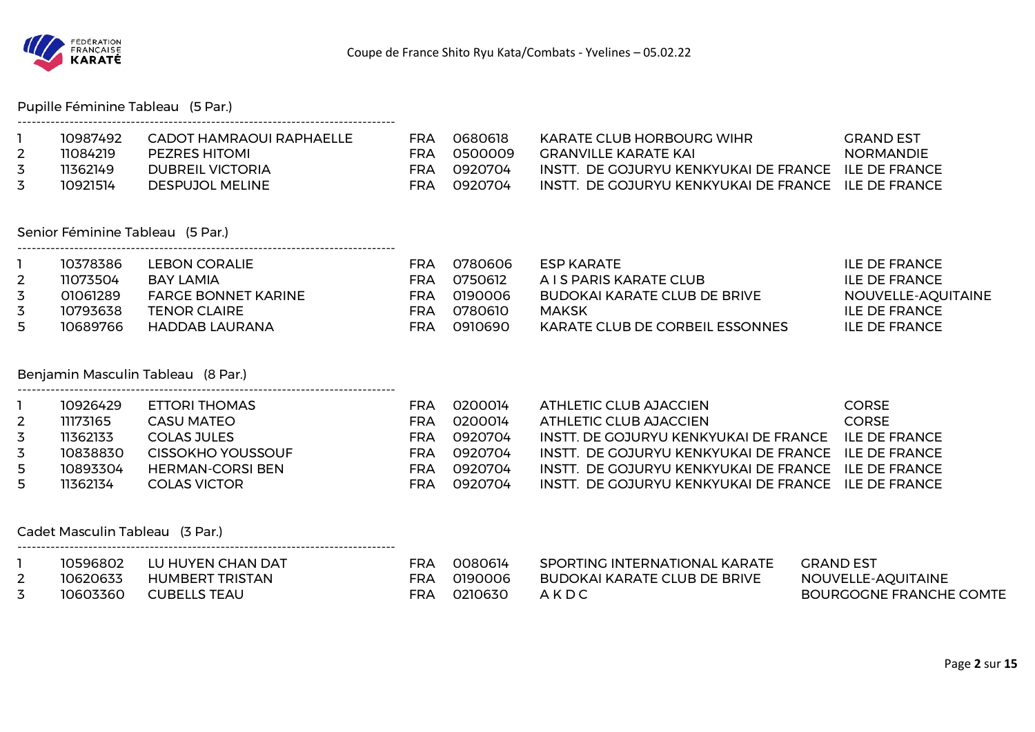## Pupille Féminine Tableau (5 Par.)

| | | | | | | |
|---|---|---|---|---|---|---|
| 1 | 10987492 | CADOT HAMRAOUI RAPHAELLE | FRA | 0680618 | KARATE CLUB HORBOURG WIHR | GRAND EST |
| 2 | 11084219 | PEZRES HITOMI | FRA | 0500009 | GRANVILLE KARATE KAI | NORMANDIE |
| 3 | 11362149 | DUBREIL VICTORIA | FRA | 0920704 | INSTT. DE GOJURYU KENKYUKAI DE FRANCE | ILE DE FRANCE |
| 3 | 10921514 | DESPUJOL MELINE | FRA | 0920704 | INSTT. DE GOJURYU KENKYUKAI DE FRANCE | ILE DE FRANCE |

## Senior Féminine Tableau (5 Par.)

| | | | | | | |
|---|---|---|---|---|---|---|
| 1 | 10378386 | LEBON CORALIE | FRA | 0780606 | ESP KARATE | ILE DE FRANCE |
| 2 | 11073504 | BAY LAMIA | FRA | 0750612 | A I S PARIS KARATE CLUB | ILE DE FRANCE |
| 3 | 01061289 | FARGE BONNET KARINE | FRA | 0190006 | BUDOKAI KARATE CLUB DE BRIVE | NOUVELLE-AQUITAINE |
| 3 | 10793638 | TENOR CLAIRE | FRA | 0780610 | MAKSK | ILE DE FRANCE |
| 5 | 10689766 | HADDAB LAURANA | FRA | 0910690 | KARATE CLUB DE CORBEIL ESSONNES | ILE DE FRANCE |

## Benjamin Masculin Tableau (8 Par.)

| | | | | | | |
|---|---|---|---|---|---|---|
| 1 | 10926429 | ETTORI THOMAS | FRA | 0200014 | ATHLETIC CLUB AJACCIEN | CORSE |
| 2 | 11173165 | CASU MATEO | FRA | 0200014 | ATHLETIC CLUB AJACCIEN | CORSE |
| 3 | 11362133 | COLAS JULES | FRA | 0920704 | INSTT. DE GOJURYU KENKYUKAI DE FRANCE | ILE DE FRANCE |
| 3 | 10838830 | CISSOKHO YOUSSOUF | FRA | 0920704 | INSTT. DE GOJURYU KENKYUKAI DE FRANCE | ILE DE FRANCE |
| 5 | 10893304 | HERMAN-CORSI BEN | FRA | 0920704 | INSTT. DE GOJURYU KENKYUKAI DE FRANCE | ILE DE FRANCE |
| 5 | 11362134 | COLAS VICTOR | FRA | 0920704 | INSTT. DE GOJURYU KENKYUKAI DE FRANCE | ILE DE FRANCE |

## Cadet Masculin Tableau (3 Par.)

| | | | | | | |
|---|---|---|---|---|---|---|
| 1 | 10596802 | LU HUYEN CHAN DAT | FRA | 0080614 | SPORTING INTERNATIONAL KARATE | GRAND EST |
| 2 | 10620633 | HUMBERT TRISTAN | FRA | 0190006 | BUDOKAI KARATE CLUB DE BRIVE | NOUVELLE-AQUITAINE |
| 3 | 10603360 | CUBELLS TEAU | FRA | 0210630 | A K D C | BOURGOGNE FRANCHE COMTE |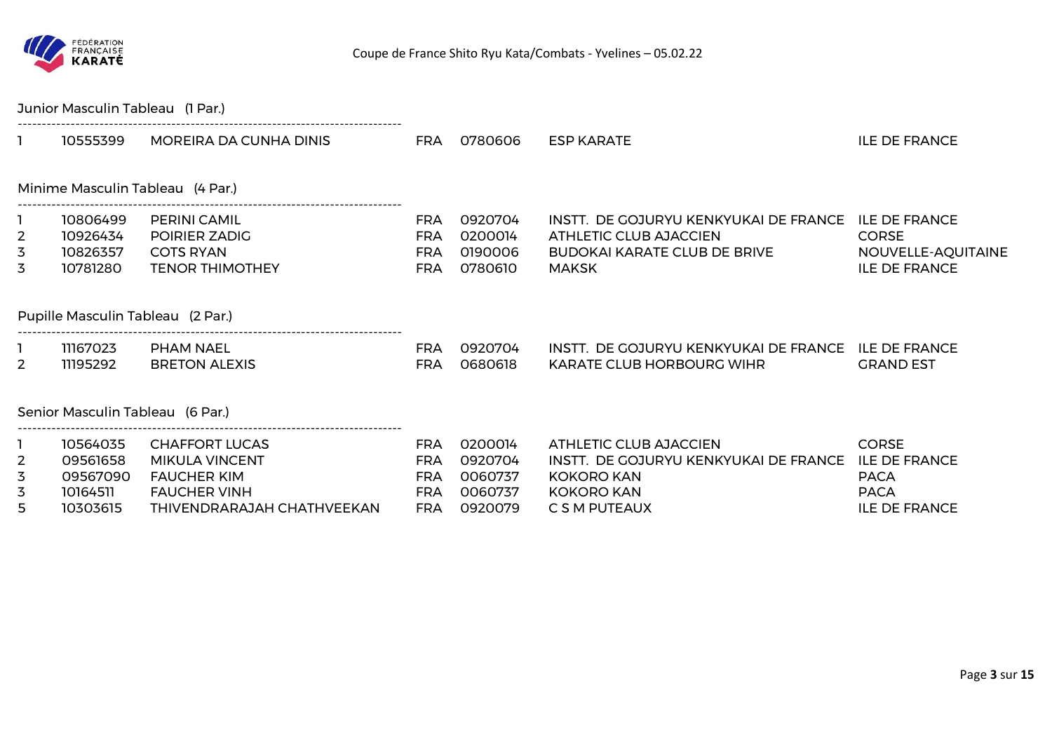## Junior Masculin Tableau (1 Par.)

| | | | | | | |
|---|---|---|---|---|---|---|
| 1 | 10555399 | MOREIRA DA CUNHA DINIS | FRA | 0780606 | ESP KARATE | ILE DE FRANCE |

## Minime Masculin Tableau (4 Par.)

| | | | | | | |
|---|---|---|---|---|---|---|
| 1 | 10806499 | PERINI CAMIL | FRA | 0920704 | INSTT. DE GOJURYU KENKYUKAI DE FRANCE | ILE DE FRANCE |
| 2 | 10926434 | POIRIER ZADIG | FRA | 0200014 | ATHLETIC CLUB AJACCIEN | CORSE |
| 3 | 10826357 | COTS RYAN | FRA | 0190006 | BUDOKAI KARATE CLUB DE BRIVE | NOUVELLE-AQUITAINE |
| 3 | 10781280 | TENOR THIMOTHEY | FRA | 0780610 | MAKSK | ILE DE FRANCE |

## Pupille Masculin Tableau (2 Par.)

| | | | | | | |
|---|---|---|---|---|---|---|
| 1 | 11167023 | PHAM NAEL | FRA | 0920704 | INSTT. DE GOJURYU KENKYUKAI DE FRANCE | ILE DE FRANCE |
| 2 | 11195292 | BRETON ALEXIS | FRA | 0680618 | KARATE CLUB HORBOURG WIHR | GRAND EST |

## Senior Masculin Tableau (6 Par.)

| | | | | | | |
|---|---|---|---|---|---|---|
| 1 | 10564035 | CHAFFORT LUCAS | FRA | 0200014 | ATHLETIC CLUB AJACCIEN | CORSE |
| 2 | 09561658 | MIKULA VINCENT | FRA | 0920704 | INSTT. DE GOJURYU KENKYUKAI DE FRANCE | ILE DE FRANCE |
| 3 | 09567090 | FAUCHER KIM | FRA | 0060737 | KOKORO KAN | PACA |
| 3 | 10164511 | FAUCHER VINH | FRA | 0060737 | KOKORO KAN | PACA |
| 5 | 10303615 | THIVENDRARAJAH CHATHVEEKAN | FRA | 0920079 | C S M PUTEAUX | ILE DE FRANCE |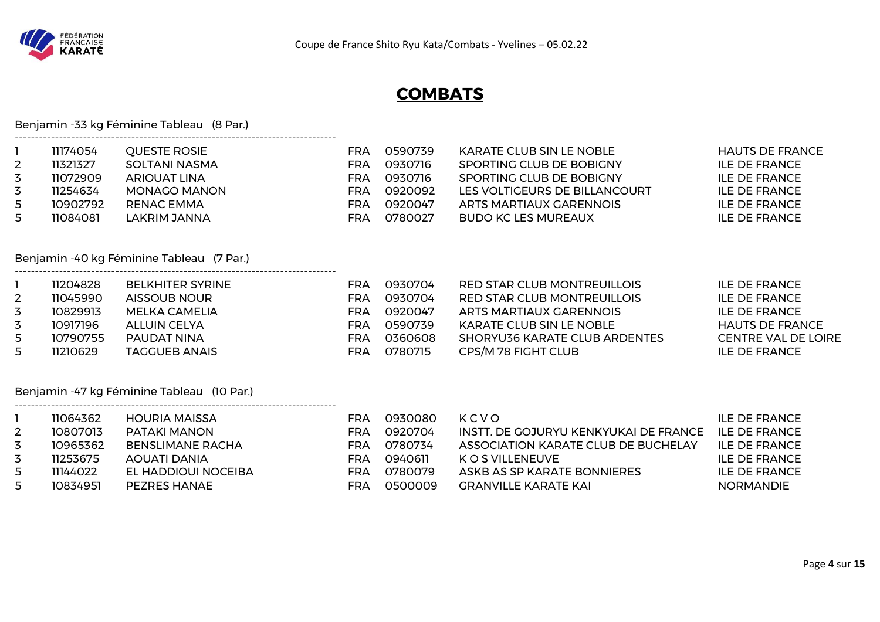# COMBATS

Benjamin -33 kg Féminine Tableau (8 Par.)

| | | | | | | |
|---|---|---|---|---|---|---|
| 1 | 11174054 | QUESTE ROSIE | FRA | 0590739 | KARATE CLUB SIN LE NOBLE | HAUTS DE FRANCE |
| 2 | 11321327 | SOLTANI NASMA | FRA | 0930716 | SPORTING CLUB DE BOBIGNY | ILE DE FRANCE |
| 3 | 11072909 | ARIOUAT LINA | FRA | 0930716 | SPORTING CLUB DE BOBIGNY | ILE DE FRANCE |
| 3 | 11254634 | MONAGO MANON | FRA | 0920092 | LES VOLTIGEURS DE BILLANCOURT | ILE DE FRANCE |
| 5 | 10902792 | RENAC EMMA | FRA | 0920047 | ARTS MARTIAUX GARENNOIS | ILE DE FRANCE |
| 5 | 11084081 | LAKRIM JANNA | FRA | 0780027 | BUDO KC LES MUREAUX | ILE DE FRANCE |

Benjamin -40 kg Féminine Tableau (7 Par.)

| | | | | | | |
|---|---|---|---|---|---|---|
| 1 | 11204828 | BELKHITER SYRINE | FRA | 0930704 | RED STAR CLUB MONTREUILLOIS | ILE DE FRANCE |
| 2 | 11045990 | AISSOUB NOUR | FRA | 0930704 | RED STAR CLUB MONTREUILLOIS | ILE DE FRANCE |
| 3 | 10829913 | MELKA CAMELIA | FRA | 0920047 | ARTS MARTIAUX GARENNOIS | ILE DE FRANCE |
| 3 | 10917196 | ALLUIN CELYA | FRA | 0590739 | KARATE CLUB SIN LE NOBLE | HAUTS DE FRANCE |
| 5 | 10790755 | PAUDAT NINA | FRA | 0360608 | SHORYU36 KARATE CLUB ARDENTES | CENTRE VAL DE LOIRE |
| 5 | 11210629 | TAGGUEB ANAIS | FRA | 0780715 | CPS/M 78 FIGHT CLUB | ILE DE FRANCE |

Benjamin -47 kg Féminine Tableau (10 Par.)

| | | | | | | |
|---|---|---|---|---|---|---|
| 1 | 11064362 | HOURIA MAISSA | FRA | 0930080 | K C V O | ILE DE FRANCE |
| 2 | 10807013 | PATAKI MANON | FRA | 0920704 | INSTT. DE GOJURYU KENKYUKAI DE FRANCE | ILE DE FRANCE |
| 3 | 10965362 | BENSLIMANE RACHA | FRA | 0780734 | ASSOCIATION KARATE CLUB DE BUCHELAY | ILE DE FRANCE |
| 3 | 11253675 | AOUATI DANIA | FRA | 0940611 | K O S VILLENEUVE | ILE DE FRANCE |
| 5 | 11144022 | EL HADDIOUI NOCEIBA | FRA | 0780079 | ASKB AS SP KARATE BONNIERES | ILE DE FRANCE |
| 5 | 10834951 | PEZRES HANAE | FRA | 0500009 | GRANVILLE KARATE KAI | NORMANDIE |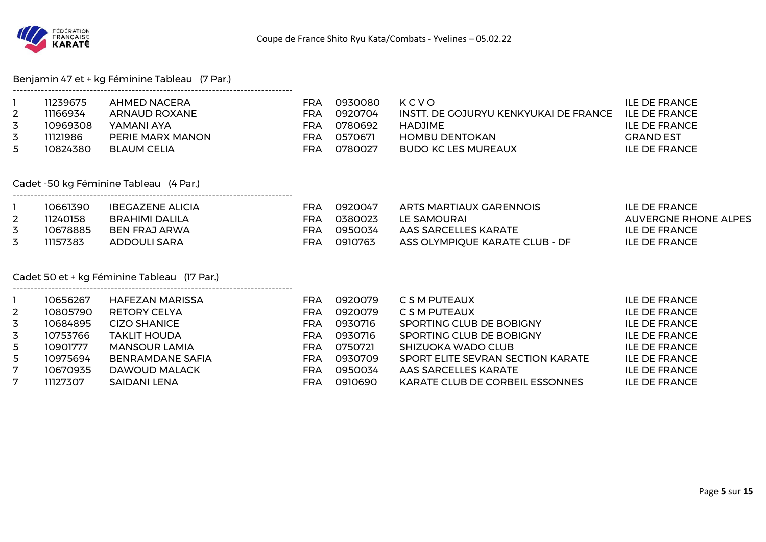### Benjamin 47 et + kg Féminine Tableau (7 Par.)

| | | | | | | |
|---|---|---|---|---|---|---|
| 1 | 11239675 | AHMED NACERA | FRA | 0930080 | K C V O | ILE DE FRANCE |
| 2 | 11166934 | ARNAUD ROXANE | FRA | 0920704 | INSTT. DE GOJURYU KENKYUKAI DE FRANCE | ILE DE FRANCE |
| 3 | 10969308 | YAMANI AYA | FRA | 0780692 | HADJIME | ILE DE FRANCE |
| 3 | 11121986 | PERIE MARX MANON | FRA | 0570671 | HOMBU DENTOKAN | GRAND EST |
| 5 | 10824380 | BLAUM CELIA | FRA | 0780027 | BUDO KC LES MUREAUX | ILE DE FRANCE |

### Cadet -50 kg Féminine Tableau (4 Par.)

| | | | | | | |
|---|---|---|---|---|---|---|
| 1 | 10661390 | IBEGAZENE ALICIA | FRA | 0920047 | ARTS MARTIAUX GARENNOIS | ILE DE FRANCE |
| 2 | 11240158 | BRAHIMI DALILA | FRA | 0380023 | LE SAMOURAI | AUVERGNE RHONE ALPES |
| 3 | 10678885 | BEN FRAJ ARWA | FRA | 0950034 | AAS SARCELLES KARATE | ILE DE FRANCE |
| 3 | 11157383 | ADDOULI SARA | FRA | 0910763 | ASS OLYMPIQUE KARATE CLUB - DF | ILE DE FRANCE |

### Cadet 50 et + kg Féminine Tableau (17 Par.)

| | | | | | | |
|---|---|---|---|---|---|---|
| 1 | 10656267 | HAFEZAN MARISSA | FRA | 0920079 | C S M PUTEAUX | ILE DE FRANCE |
| 2 | 10805790 | RETORY CELYA | FRA | 0920079 | C S M PUTEAUX | ILE DE FRANCE |
| 3 | 10684895 | CIZO SHANICE | FRA | 0930716 | SPORTING CLUB DE BOBIGNY | ILE DE FRANCE |
| 3 | 10753766 | TAKLIT HOUDA | FRA | 0930716 | SPORTING CLUB DE BOBIGNY | ILE DE FRANCE |
| 5 | 10901777 | MANSOUR LAMIA | FRA | 0750721 | SHIZUOKA WADO CLUB | ILE DE FRANCE |
| 5 | 10975694 | BENRAMDANE SAFIA | FRA | 0930709 | SPORT ELITE SEVRAN SECTION KARATE | ILE DE FRANCE |
| 7 | 10670935 | DAWOUD MALACK | FRA | 0950034 | AAS SARCELLES KARATE | ILE DE FRANCE |
| 7 | 11127307 | SAIDANI LENA | FRA | 0910690 | KARATE CLUB DE CORBEIL ESSONNES | ILE DE FRANCE |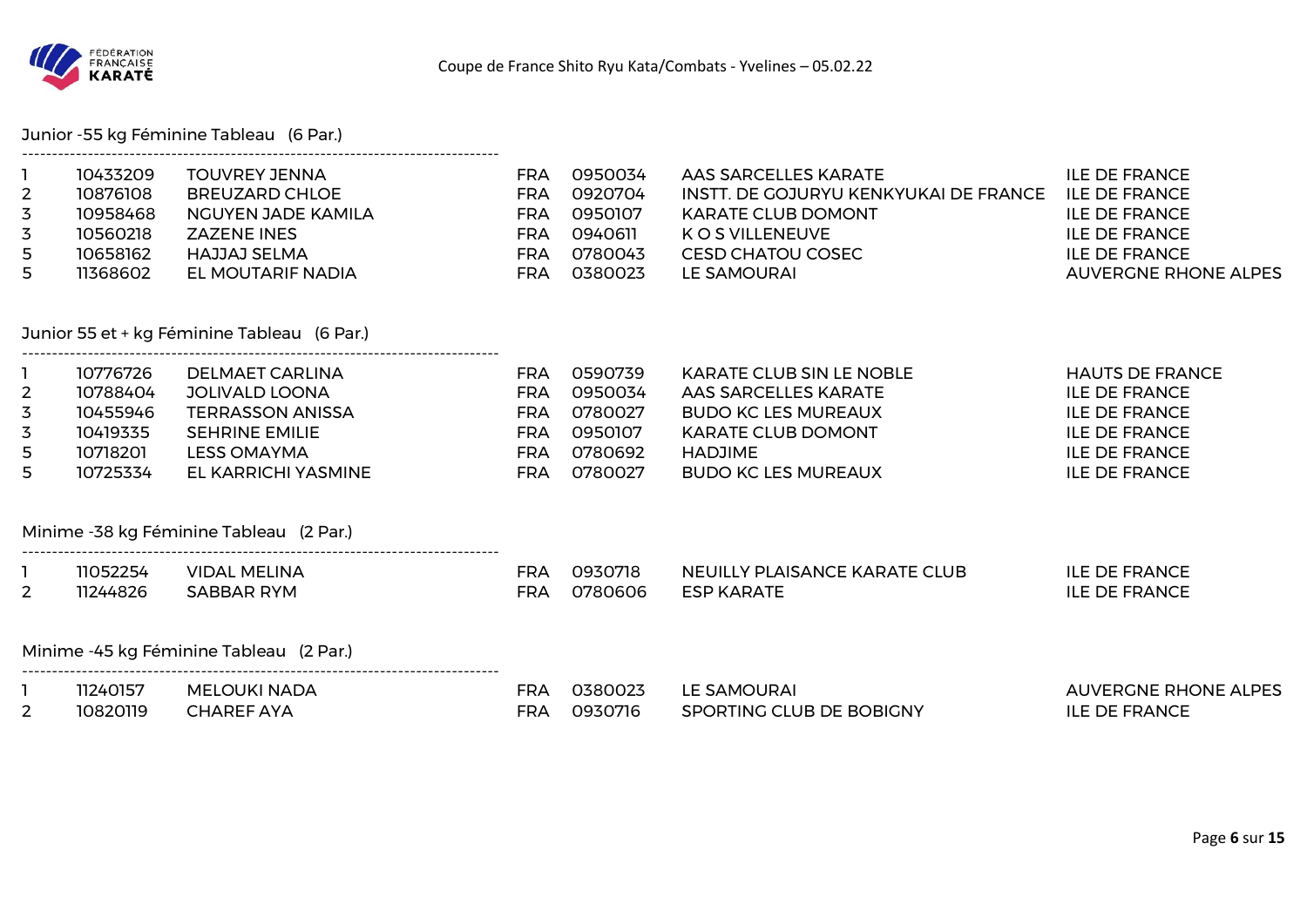### Junior -55 kg Féminine Tableau (6 Par.)

| | | | | | | |
|---|---|---|---|---|---|---|
| 1 | 10433209 | TOUVREY JENNA | FRA | 0950034 | AAS SARCELLES KARATE | ILE DE FRANCE |
| 2 | 10876108 | BREUZARD CHLOE | FRA | 0920704 | INSTT. DE GOJURYU KENKYUKAI DE FRANCE | ILE DE FRANCE |
| 3 | 10958468 | NGUYEN JADE KAMILA | FRA | 0950107 | KARATE CLUB DOMONT | ILE DE FRANCE |
| 3 | 10560218 | ZAZENE INES | FRA | 0940611 | K O S VILLENEUVE | ILE DE FRANCE |
| 5 | 10658162 | HAJJAJ SELMA | FRA | 0780043 | CESD CHATOU COSEC | ILE DE FRANCE |
| 5 | 11368602 | EL MOUTARIF NADIA | FRA | 0380023 | LE SAMOURAI | AUVERGNE RHONE ALPES |

### Junior 55 et + kg Féminine Tableau (6 Par.)

| | | | | | | |
|---|---|---|---|---|---|---|
| 1 | 10776726 | DELMAET CARLINA | FRA | 0590739 | KARATE CLUB SIN LE NOBLE | HAUTS DE FRANCE |
| 2 | 10788404 | JOLIVALD LOONA | FRA | 0950034 | AAS SARCELLES KARATE | ILE DE FRANCE |
| 3 | 10455946 | TERRASSON ANISSA | FRA | 0780027 | BUDO KC LES MUREAUX | ILE DE FRANCE |
| 3 | 10419335 | SEHRINE EMILIE | FRA | 0950107 | KARATE CLUB DOMONT | ILE DE FRANCE |
| 5 | 10718201 | LESS OMAYMA | FRA | 0780692 | HADJIME | ILE DE FRANCE |
| 5 | 10725334 | EL KARRICHI YASMINE | FRA | 0780027 | BUDO KC LES MUREAUX | ILE DE FRANCE |

### Minime -38 kg Féminine Tableau (2 Par.)

| | | | | | | |
|---|---|---|---|---|---|---|
| 1 | 11052254 | VIDAL MELINA | FRA | 0930718 | NEUILLY PLAISANCE KARATE CLUB | ILE DE FRANCE |
| 2 | 11244826 | SABBAR RYM | FRA | 0780606 | ESP KARATE | ILE DE FRANCE |

### Minime -45 kg Féminine Tableau (2 Par.)

| | | | | | | |
|---|---|---|---|---|---|---|
| 1 | 11240157 | MELOUKI NADA | FRA | 0380023 | LE SAMOURAI | AUVERGNE RHONE ALPES |
| 2 | 10820119 | CHAREF AYA | FRA | 0930716 | SPORTING CLUB DE BOBIGNY | ILE DE FRANCE |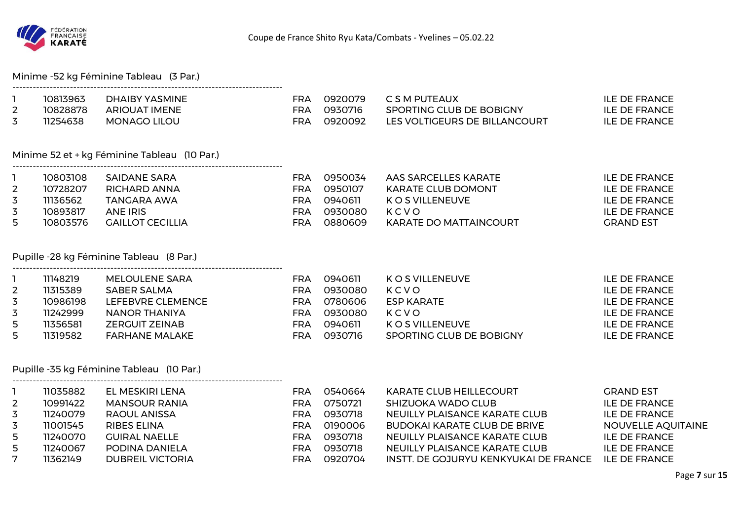Minime -52 kg Féminine Tableau (3 Par.)

| | | | | | | |
|---|---|---|---|---|---|---|
| 1 | 10813963 | DHAIBY YASMINE | FRA | 0920079 | C S M PUTEAUX | ILE DE FRANCE |
| 2 | 10828878 | ARIOUAT IMENE | FRA | 0930716 | SPORTING CLUB DE BOBIGNY | ILE DE FRANCE |
| 3 | 11254638 | MONAGO LILOU | FRA | 0920092 | LES VOLTIGEURS DE BILLANCOURT | ILE DE FRANCE |

Minime 52 et + kg Féminine Tableau (10 Par.)

| | | | | | | |
|---|---|---|---|---|---|---|
| 1 | 10803108 | SAIDANE SARA | FRA | 0950034 | AAS SARCELLES KARATE | ILE DE FRANCE |
| 2 | 10728207 | RICHARD ANNA | FRA | 0950107 | KARATE CLUB DOMONT | ILE DE FRANCE |
| 3 | 11136562 | TANGARA AWA | FRA | 0940611 | K O S VILLENEUVE | ILE DE FRANCE |
| 3 | 10893817 | ANE IRIS | FRA | 0930080 | K C V O | ILE DE FRANCE |
| 5 | 10803576 | GAILLOT CECILLIA | FRA | 0880609 | KARATE DO MATTAINCOURT | GRAND EST |

Pupille -28 kg Féminine Tableau (8 Par.)

| | | | | | | |
|---|---|---|---|---|---|---|
| 1 | 11148219 | MELOULENE SARA | FRA | 0940611 | K O S VILLENEUVE | ILE DE FRANCE |
| 2 | 11315389 | SABER SALMA | FRA | 0930080 | K C V O | ILE DE FRANCE |
| 3 | 10986198 | LEFEBVRE CLEMENCE | FRA | 0780606 | ESP KARATE | ILE DE FRANCE |
| 3 | 11242999 | NANOR THANIYA | FRA | 0930080 | K C V O | ILE DE FRANCE |
| 5 | 11356581 | ZERGUIT ZEINAB | FRA | 0940611 | K O S VILLENEUVE | ILE DE FRANCE |
| 5 | 11319582 | FARHANE MALAKE | FRA | 0930716 | SPORTING CLUB DE BOBIGNY | ILE DE FRANCE |

Pupille -35 kg Féminine Tableau (10 Par.)

| | | | | | | |
|---|---|---|---|---|---|---|
| 1 | 11035882 | EL MESKIRI LENA | FRA | 0540664 | KARATE CLUB HEILLECOURT | GRAND EST |
| 2 | 10991422 | MANSOUR RANIA | FRA | 0750721 | SHIZUOKA WADO CLUB | ILE DE FRANCE |
| 3 | 11240079 | RAOUL ANISSA | FRA | 0930718 | NEUILLY PLAISANCE KARATE CLUB | ILE DE FRANCE |
| 3 | 11001545 | RIBES ELINA | FRA | 0190006 | BUDOKAI KARATE CLUB DE BRIVE | NOUVELLE AQUITAINE |
| 5 | 11240070 | GUIRAL NAELLE | FRA | 0930718 | NEUILLY PLAISANCE KARATE CLUB | ILE DE FRANCE |
| 5 | 11240067 | PODINA DANIELA | FRA | 0930718 | NEUILLY PLAISANCE KARATE CLUB | ILE DE FRANCE |
| 7 | 11362149 | DUBREIL VICTORIA | FRA | 0920704 | INSTT. DE GOJURYU KENKYUKAI DE FRANCE | ILE DE FRANCE |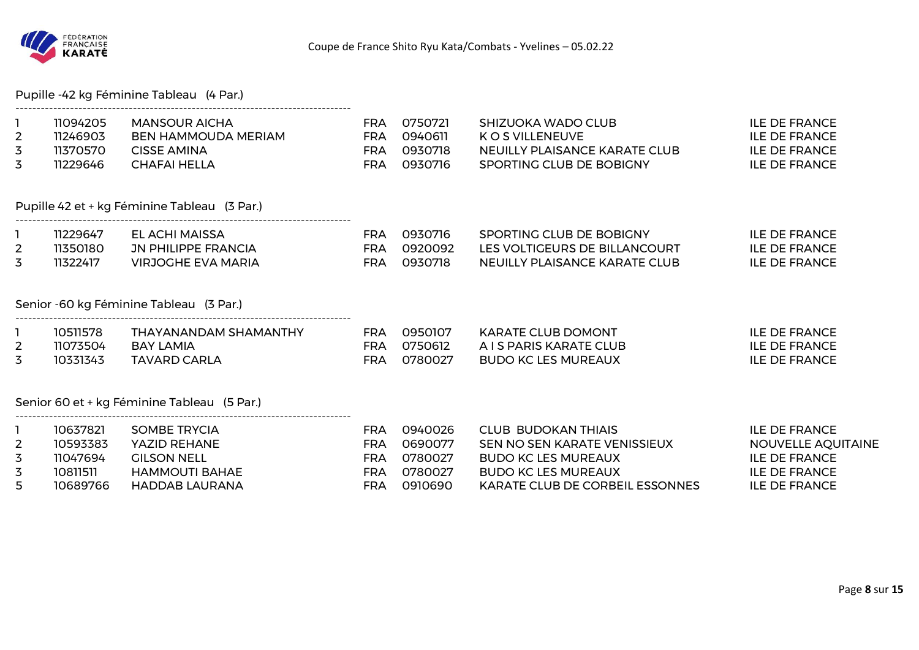Coupe de France Shito Ryu Kata/Combats - Yvelines – 05.02.22

## Pupille -42 kg Féminine Tableau (4 Par.)

| | | | | | | |
|---|---|---|---|---|---|---|
| 1 | 11094205 | MANSOUR AICHA | FRA | 0750721 | SHIZUOKA WADO CLUB | ILE DE FRANCE |
| 2 | 11246903 | BEN HAMMOUDA MERIAM | FRA | 0940611 | K O S VILLENEUVE | ILE DE FRANCE |
| 3 | 11370570 | CISSE AMINA | FRA | 0930718 | NEUILLY PLAISANCE KARATE CLUB | ILE DE FRANCE |
| 3 | 11229646 | CHAFAI HELLA | FRA | 0930716 | SPORTING CLUB DE BOBIGNY | ILE DE FRANCE |

## Pupille 42 et + kg Féminine Tableau (3 Par.)

| | | | | | | |
|---|---|---|---|---|---|---|
| 1 | 11229647 | EL ACHI MAISSA | FRA | 0930716 | SPORTING CLUB DE BOBIGNY | ILE DE FRANCE |
| 2 | 11350180 | JN PHILIPPE FRANCIA | FRA | 0920092 | LES VOLTIGEURS DE BILLANCOURT | ILE DE FRANCE |
| 3 | 11322417 | VIRJOGHE EVA MARIA | FRA | 0930718 | NEUILLY PLAISANCE KARATE CLUB | ILE DE FRANCE |

## Senior -60 kg Féminine Tableau (3 Par.)

| | | | | | | |
|---|---|---|---|---|---|---|
| 1 | 10511578 | THAYANANDAM SHAMANTHY | FRA | 0950107 | KARATE CLUB DOMONT | ILE DE FRANCE |
| 2 | 11073504 | BAY LAMIA | FRA | 0750612 | A I S PARIS KARATE CLUB | ILE DE FRANCE |
| 3 | 10331343 | TAVARD CARLA | FRA | 0780027 | BUDO KC LES MUREAUX | ILE DE FRANCE |

## Senior 60 et + kg Féminine Tableau (5 Par.)

| | | | | | | |
|---|---|---|---|---|---|---|
| 1 | 10637821 | SOMBE TRYCIA | FRA | 0940026 | CLUB BUDOKAN THIAIS | ILE DE FRANCE |
| 2 | 10593383 | YAZID REHANE | FRA | 0690077 | SEN NO SEN KARATE VENISSIEUX | NOUVELLE AQUITAINE |
| 3 | 11047694 | GILSON NELL | FRA | 0780027 | BUDO KC LES MUREAUX | ILE DE FRANCE |
| 3 | 10811511 | HAMMOUTI BAHAE | FRA | 0780027 | BUDO KC LES MUREAUX | ILE DE FRANCE |
| 5 | 10689766 | HADDAB LAURANA | FRA | 0910690 | KARATE CLUB DE CORBEIL ESSONNES | ILE DE FRANCE |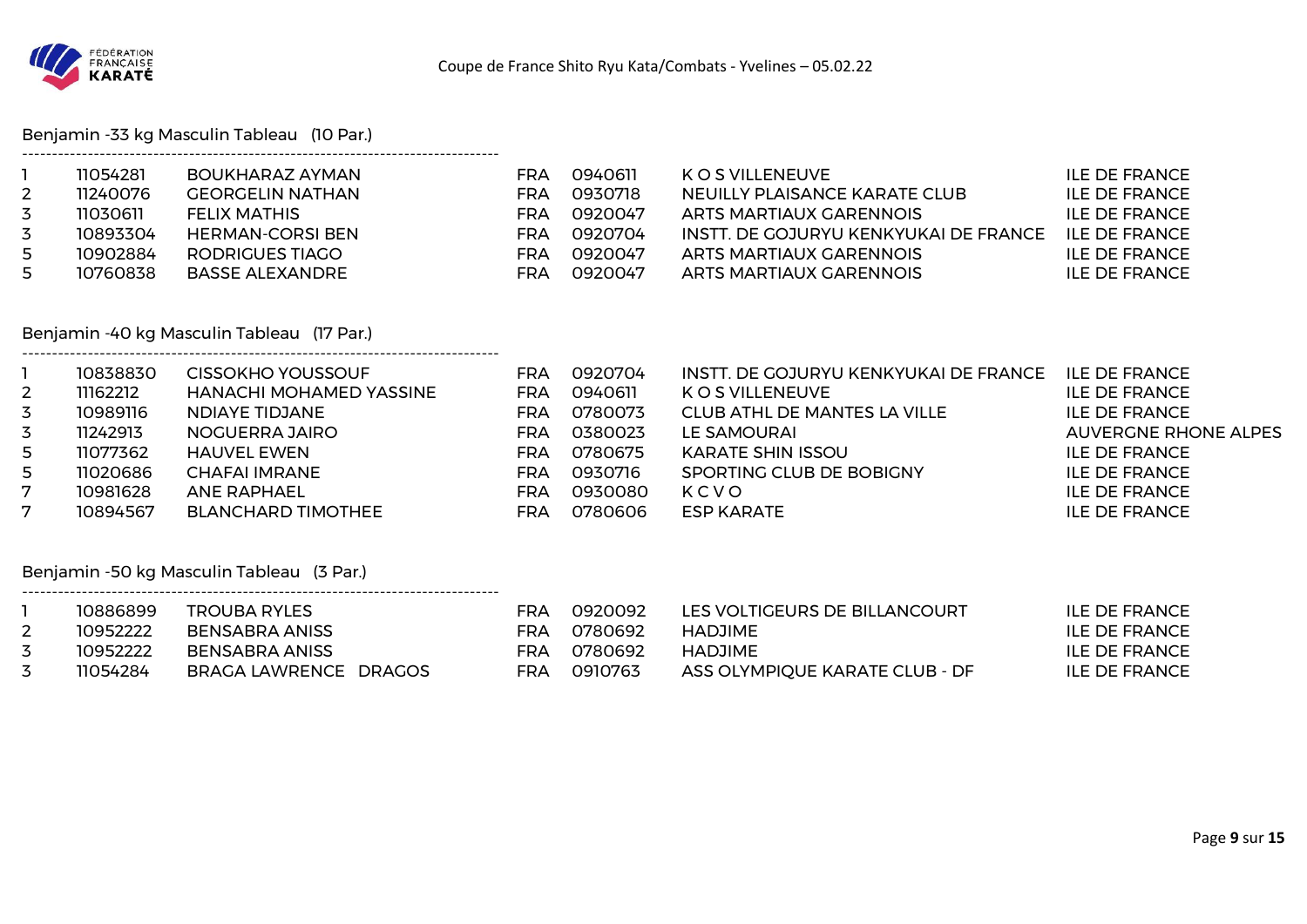Coupe de France Shito Ryu Kata/Combats - Yvelines – 05.02.22

## Benjamin -33 kg Masculin Tableau (10 Par.)

| | | | | | | |
|---|---|---|---|---|---|---|
| 1 | 11054281 | BOUKHARAZ AYMAN | FRA | 0940611 | K O S VILLENEUVE | ILE DE FRANCE |
| 2 | 11240076 | GEORGELIN NATHAN | FRA | 0930718 | NEUILLY PLAISANCE KARATE CLUB | ILE DE FRANCE |
| 3 | 11030611 | FELIX MATHIS | FRA | 0920047 | ARTS MARTIAUX GARENNOIS | ILE DE FRANCE |
| 3 | 10893304 | HERMAN-CORSI BEN | FRA | 0920704 | INSTT. DE GOJURYU KENKYUKAI DE FRANCE | ILE DE FRANCE |
| 5 | 10902884 | RODRIGUES TIAGO | FRA | 0920047 | ARTS MARTIAUX GARENNOIS | ILE DE FRANCE |
| 5 | 10760838 | BASSE ALEXANDRE | FRA | 0920047 | ARTS MARTIAUX GARENNOIS | ILE DE FRANCE |

## Benjamin -40 kg Masculin Tableau (17 Par.)

| | | | | | | |
|---|---|---|---|---|---|---|
| 1 | 10838830 | CISSOKHO YOUSSOUF | FRA | 0920704 | INSTT. DE GOJURYU KENKYUKAI DE FRANCE | ILE DE FRANCE |
| 2 | 11162212 | HANACHI MOHAMED YASSINE | FRA | 0940611 | K O S VILLENEUVE | ILE DE FRANCE |
| 3 | 10989116 | NDIAYE TIDJANE | FRA | 0780073 | CLUB ATHL DE MANTES LA VILLE | ILE DE FRANCE |
| 3 | 11242913 | NOGUERRA JAIRO | FRA | 0380023 | LE SAMOURAI | AUVERGNE RHONE ALPES |
| 5 | 11077362 | HAUVEL EWEN | FRA | 0780675 | KARATE SHIN ISSOU | ILE DE FRANCE |
| 5 | 11020686 | CHAFAI IMRANE | FRA | 0930716 | SPORTING CLUB DE BOBIGNY | ILE DE FRANCE |
| 7 | 10981628 | ANE RAPHAEL | FRA | 0930080 | K C V O | ILE DE FRANCE |
| 7 | 10894567 | BLANCHARD TIMOTHEE | FRA | 0780606 | ESP KARATE | ILE DE FRANCE |

## Benjamin -50 kg Masculin Tableau (3 Par.)

| | | | | | | |
|---|---|---|---|---|---|---|
| 1 | 10886899 | TROUBA RYLES | FRA | 0920092 | LES VOLTIGEURS DE BILLANCOURT | ILE DE FRANCE |
| 2 | 10952222 | BENSABRA ANISS | FRA | 0780692 | HADJIME | ILE DE FRANCE |
| 3 | 10952222 | BENSABRA ANISS | FRA | 0780692 | HADJIME | ILE DE FRANCE |
| 3 | 11054284 | BRAGA LAWRENCE DRAGOS | FRA | 0910763 | ASS OLYMPIQUE KARATE CLUB - DF | ILE DE FRANCE |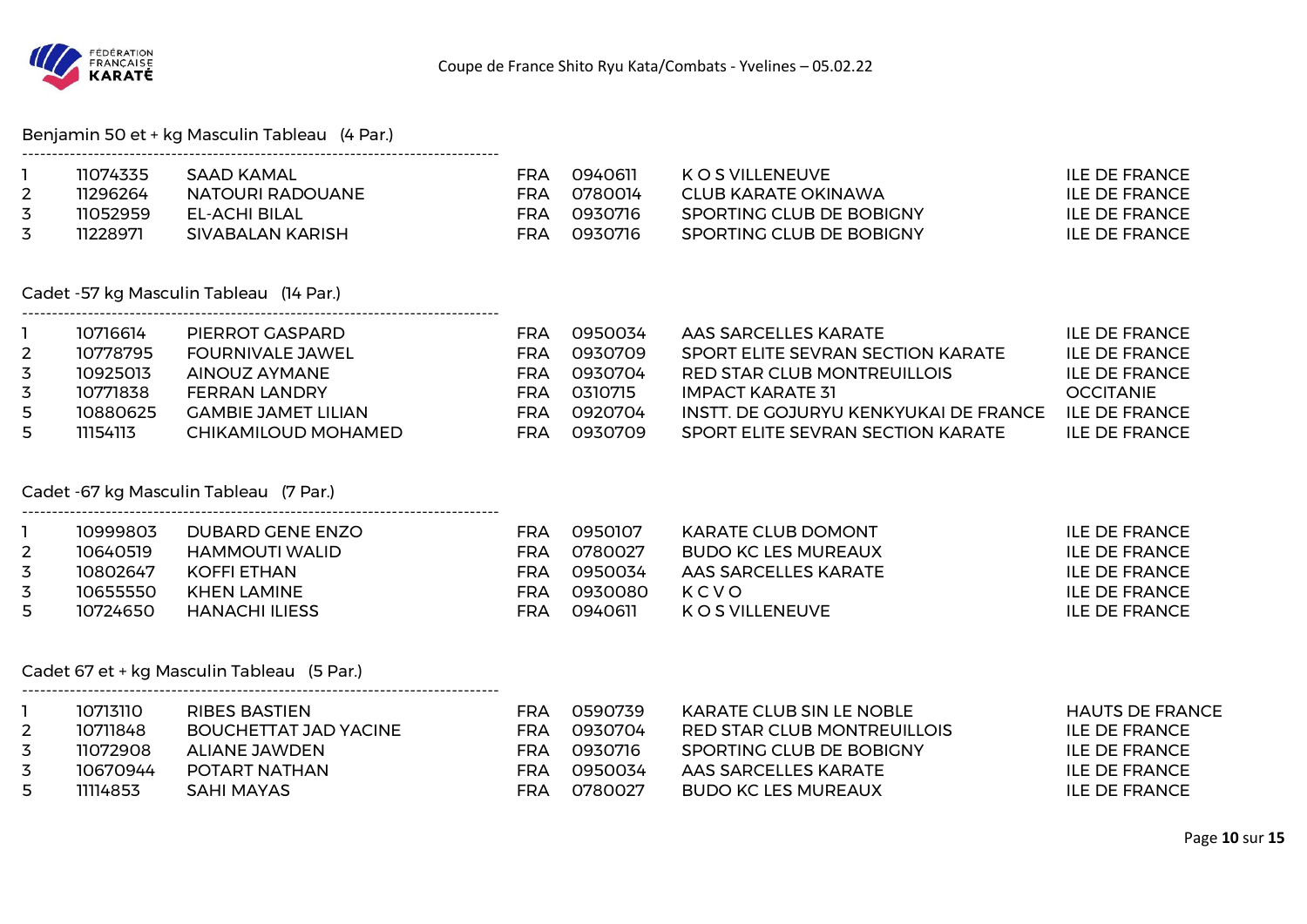## Benjamin 50 et + kg Masculin Tableau (4 Par.)

| | | | | | | |
|---|---|---|---|---|---|---|
| 1 | 11074335 | SAAD KAMAL | FRA | 0940611 | K O S VILLENEUVE | ILE DE FRANCE |
| 2 | 11296264 | NATOURI RADOUANE | FRA | 0780014 | CLUB KARATE OKINAWA | ILE DE FRANCE |
| 3 | 11052959 | EL-ACHI BILAL | FRA | 0930716 | SPORTING CLUB DE BOBIGNY | ILE DE FRANCE |
| 3 | 11228971 | SIVABALAN KARISH | FRA | 0930716 | SPORTING CLUB DE BOBIGNY | ILE DE FRANCE |

## Cadet -57 kg Masculin Tableau (14 Par.)

| | | | | | | |
|---|---|---|---|---|---|---|
| 1 | 10716614 | PIERROT GASPARD | FRA | 0950034 | AAS SARCELLES KARATE | ILE DE FRANCE |
| 2 | 10778795 | FOURNIVALE JAWEL | FRA | 0930709 | SPORT ELITE SEVRAN SECTION KARATE | ILE DE FRANCE |
| 3 | 10925013 | AINOUZ AYMANE | FRA | 0930704 | RED STAR CLUB MONTREUILLOIS | ILE DE FRANCE |
| 3 | 10771838 | FERRAN LANDRY | FRA | 0310715 | IMPACT KARATE 31 | OCCITANIE |
| 5 | 10880625 | GAMBIE JAMET LILIAN | FRA | 0920704 | INSTT. DE GOJURYU KENKYUKAI DE FRANCE | ILE DE FRANCE |
| 5 | 11154113 | CHIKAMILOUD MOHAMED | FRA | 0930709 | SPORT ELITE SEVRAN SECTION KARATE | ILE DE FRANCE |

## Cadet -67 kg Masculin Tableau (7 Par.)

| | | | | | | |
|---|---|---|---|---|---|---|
| 1 | 10999803 | DUBARD GENE ENZO | FRA | 0950107 | KARATE CLUB DOMONT | ILE DE FRANCE |
| 2 | 10640519 | HAMMOUTI WALID | FRA | 0780027 | BUDO KC LES MUREAUX | ILE DE FRANCE |
| 3 | 10802647 | KOFFI ETHAN | FRA | 0950034 | AAS SARCELLES KARATE | ILE DE FRANCE |
| 3 | 10655550 | KHEN LAMINE | FRA | 0930080 | K C V O | ILE DE FRANCE |
| 5 | 10724650 | HANACHI ILIESS | FRA | 0940611 | K O S VILLENEUVE | ILE DE FRANCE |

## Cadet 67 et + kg Masculin Tableau (5 Par.)

| | | | | | | |
|---|---|---|---|---|---|---|
| 1 | 10713110 | RIBES BASTIEN | FRA | 0590739 | KARATE CLUB SIN LE NOBLE | HAUTS DE FRANCE |
| 2 | 10711848 | BOUCHETTAT JAD YACINE | FRA | 0930704 | RED STAR CLUB MONTREUILLOIS | ILE DE FRANCE |
| 3 | 11072908 | ALIANE JAWDEN | FRA | 0930716 | SPORTING CLUB DE BOBIGNY | ILE DE FRANCE |
| 3 | 10670944 | POTART NATHAN | FRA | 0950034 | AAS SARCELLES KARATE | ILE DE FRANCE |
| 5 | 11114853 | SAHI MAYAS | FRA | 0780027 | BUDO KC LES MUREAUX | ILE DE FRANCE |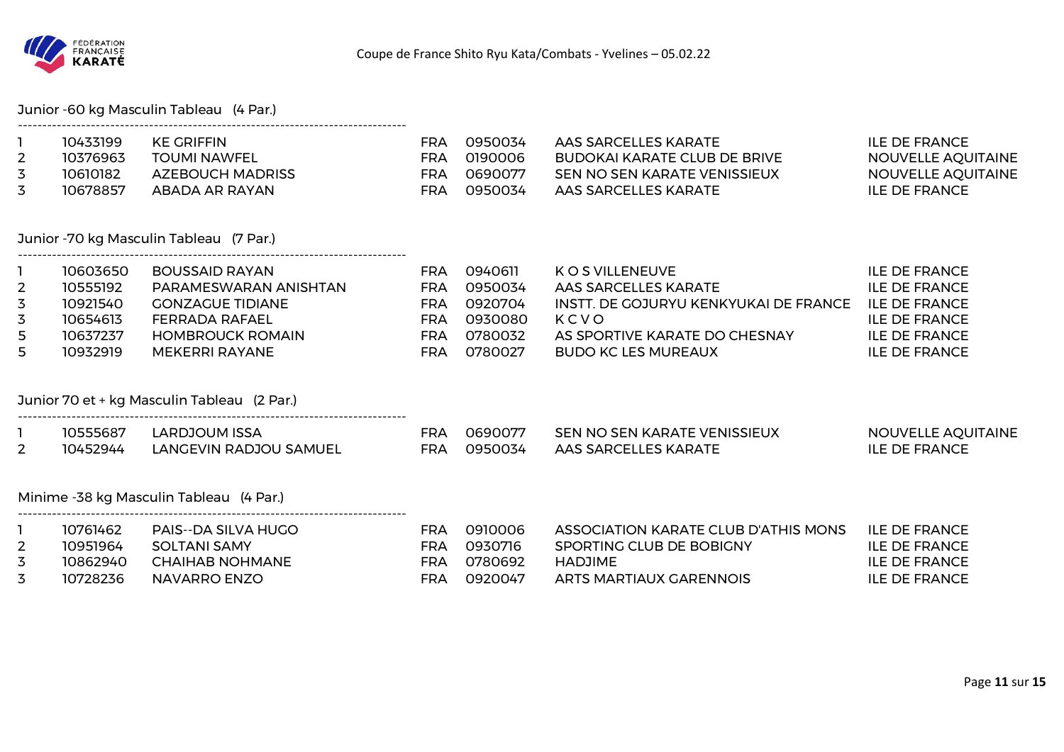Coupe de France Shito Ryu Kata/Combats - Yvelines – 05.02.22

## Junior -60 kg Masculin Tableau (4 Par.)

| | | | | | | |
|---|---|---|---|---|---|---|
| 1 | 10433199 | KE GRIFFIN | FRA | 0950034 | AAS SARCELLES KARATE | ILE DE FRANCE |
| 2 | 10376963 | TOUMI NAWFEL | FRA | 0190006 | BUDOKAI KARATE CLUB DE BRIVE | NOUVELLE AQUITAINE |
| 3 | 10610182 | AZEBOUCH MADRISS | FRA | 0690077 | SEN NO SEN KARATE VENISSIEUX | NOUVELLE AQUITAINE |
| 3 | 10678857 | ABADA AR RAYAN | FRA | 0950034 | AAS SARCELLES KARATE | ILE DE FRANCE |

## Junior -70 kg Masculin Tableau (7 Par.)

| | | | | | | |
|---|---|---|---|---|---|---|
| 1 | 10603650 | BOUSSAID RAYAN | FRA | 0940611 | K O S VILLENEUVE | ILE DE FRANCE |
| 2 | 10555192 | PARAMESWARAN ANISHTAN | FRA | 0950034 | AAS SARCELLES KARATE | ILE DE FRANCE |
| 3 | 10921540 | GONZAGUE TIDIANE | FRA | 0920704 | INSTT. DE GOJURYU KENKYUKAI DE FRANCE | ILE DE FRANCE |
| 3 | 10654613 | FERRADA RAFAEL | FRA | 0930080 | K C V O | ILE DE FRANCE |
| 5 | 10637237 | HOMBROUCK ROMAIN | FRA | 0780032 | AS SPORTIVE KARATE DO CHESNAY | ILE DE FRANCE |
| 5 | 10932919 | MEKERRI RAYANE | FRA | 0780027 | BUDO KC LES MUREAUX | ILE DE FRANCE |

## Junior 70 et + kg Masculin Tableau (2 Par.)

| | | | | | | |
|---|---|---|---|---|---|---|
| 1 | 10555687 | LARDJOUM ISSA | FRA | 0690077 | SEN NO SEN KARATE VENISSIEUX | NOUVELLE AQUITAINE |
| 2 | 10452944 | LANGEVIN RADJOU SAMUEL | FRA | 0950034 | AAS SARCELLES KARATE | ILE DE FRANCE |

## Minime -38 kg Masculin Tableau (4 Par.)

| | | | | | | |
|---|---|---|---|---|---|---|
| 1 | 10761462 | PAIS--DA SILVA HUGO | FRA | 0910006 | ASSOCIATION KARATE CLUB D'ATHIS MONS | ILE DE FRANCE |
| 2 | 10951964 | SOLTANI SAMY | FRA | 0930716 | SPORTING CLUB DE BOBIGNY | ILE DE FRANCE |
| 3 | 10862940 | CHAIHAB NOHMANE | FRA | 0780692 | HADJIME | ILE DE FRANCE |
| 3 | 10728236 | NAVARRO ENZO | FRA | 0920047 | ARTS MARTIAUX GARENNOIS | ILE DE FRANCE |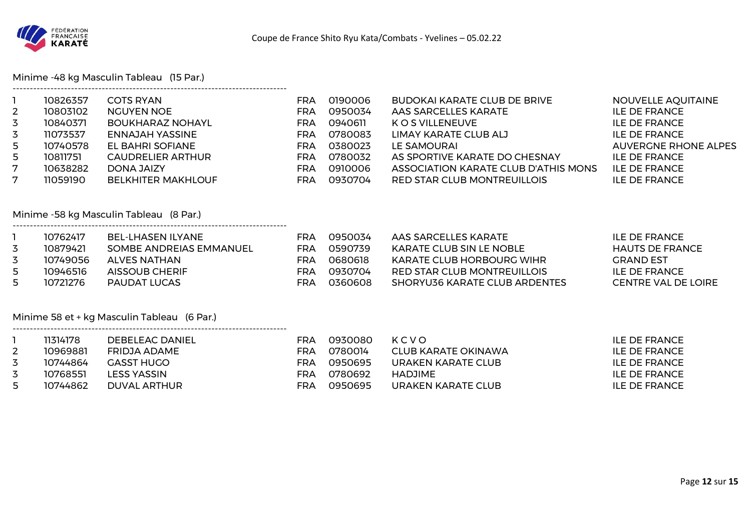Coupe de France Shito Ryu Kata/Combats - Yvelines – 05.02.22

## Minime -48 kg Masculin Tableau (15 Par.)

| | | | | | | |
|---|---|---|---|---|---|---|
| 1 | 10826357 | COTS RYAN | FRA | 0190006 | BUDOKAI KARATE CLUB DE BRIVE | NOUVELLE AQUITAINE |
| 2 | 10803102 | NGUYEN NOE | FRA | 0950034 | AAS SARCELLES KARATE | ILE DE FRANCE |
| 3 | 10840371 | BOUKHARAZ NOHAYL | FRA | 0940611 | K O S VILLENEUVE | ILE DE FRANCE |
| 3 | 11073537 | ENNAJAH YASSINE | FRA | 0780083 | LIMAY KARATE CLUB ALJ | ILE DE FRANCE |
| 5 | 10740578 | EL BAHRI SOFIANE | FRA | 0380023 | LE SAMOURAI | AUVERGNE RHONE ALPES |
| 5 | 10811751 | CAUDRELIER ARTHUR | FRA | 0780032 | AS SPORTIVE KARATE DO CHESNAY | ILE DE FRANCE |
| 7 | 10638282 | DONA JAIZY | FRA | 0910006 | ASSOCIATION KARATE CLUB D'ATHIS MONS | ILE DE FRANCE |
| 7 | 11059190 | BELKHITER MAKHLOUF | FRA | 0930704 | RED STAR CLUB MONTREUILLOIS | ILE DE FRANCE |

## Minime -58 kg Masculin Tableau (8 Par.)

| | | | | | | |
|---|---|---|---|---|---|---|
| 1 | 10762417 | BEL-LHASEN ILYANE | FRA | 0950034 | AAS SARCELLES KARATE | ILE DE FRANCE |
| 3 | 10879421 | SOMBE ANDREIAS EMMANUEL | FRA | 0590739 | KARATE CLUB SIN LE NOBLE | HAUTS DE FRANCE |
| 3 | 10749056 | ALVES NATHAN | FRA | 0680618 | KARATE CLUB HORBOURG WIHR | GRAND EST |
| 5 | 10946516 | AISSOUB CHERIF | FRA | 0930704 | RED STAR CLUB MONTREUILLOIS | ILE DE FRANCE |
| 5 | 10721276 | PAUDAT LUCAS | FRA | 0360608 | SHORYU36 KARATE CLUB ARDENTES | CENTRE VAL DE LOIRE |

## Minime 58 et + kg Masculin Tableau (6 Par.)

| | | | | | | |
|---|---|---|---|---|---|---|
| 1 | 11314178 | DEBELEAC DANIEL | FRA | 0930080 | K C V O | ILE DE FRANCE |
| 2 | 10969881 | FRIDJA ADAME | FRA | 0780014 | CLUB KARATE OKINAWA | ILE DE FRANCE |
| 3 | 10744864 | GASST HUGO | FRA | 0950695 | URAKEN KARATE CLUB | ILE DE FRANCE |
| 3 | 10768551 | LESS YASSIN | FRA | 0780692 | HADJIME | ILE DE FRANCE |
| 5 | 10744862 | DUVAL ARTHUR | FRA | 0950695 | URAKEN KARATE CLUB | ILE DE FRANCE |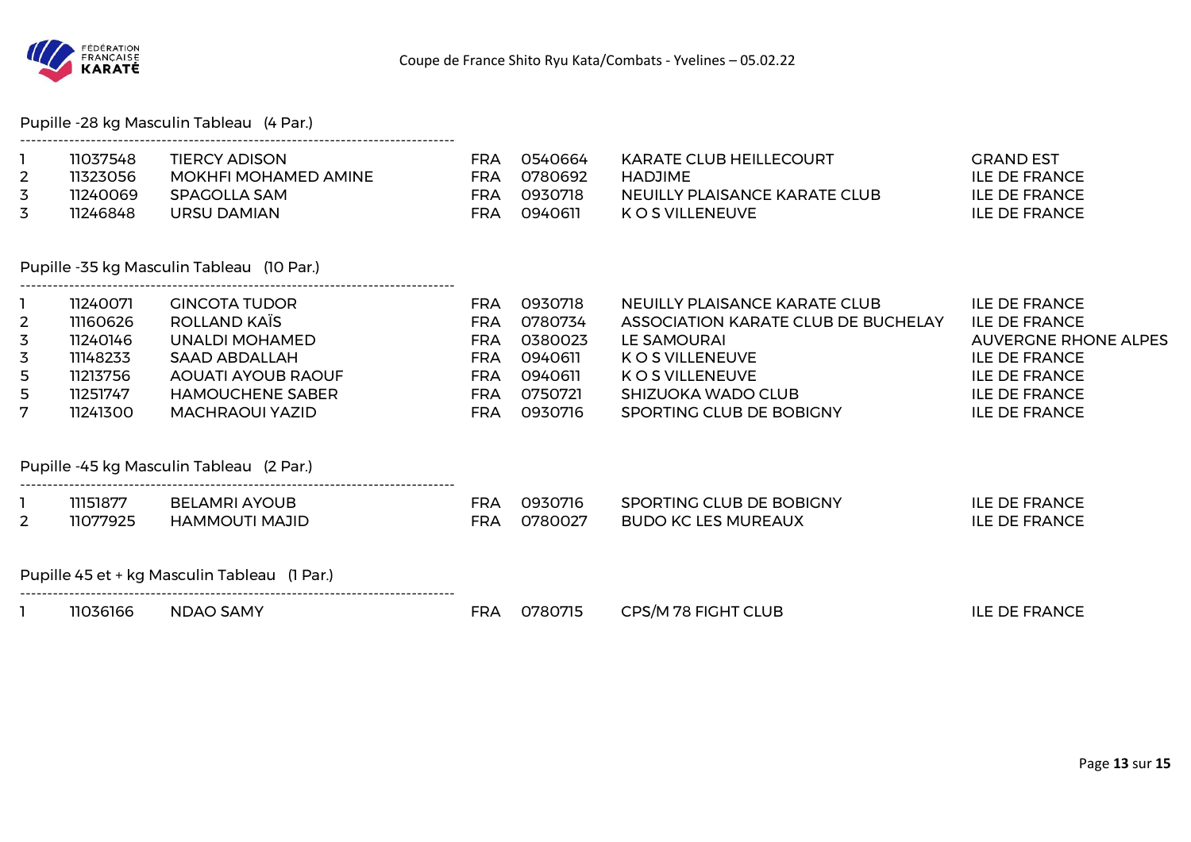Coupe de France Shito Ryu Kata/Combats - Yvelines – 05.02.22

Pupille -28 kg Masculin Tableau (4 Par.)

| | | | | | | |
|---|---|---|---|---|---|---|
| 1 | 11037548 | TIERCY ADISON | FRA | 0540664 | KARATE CLUB HEILLECOURT | GRAND EST |
| 2 | 11323056 | MOKHFI MOHAMED AMINE | FRA | 0780692 | HADJIME | ILE DE FRANCE |
| 3 | 11240069 | SPAGOLLA SAM | FRA | 0930718 | NEUILLY PLAISANCE KARATE CLUB | ILE DE FRANCE |
| 3 | 11246848 | URSU DAMIAN | FRA | 0940611 | K O S VILLENEUVE | ILE DE FRANCE |

Pupille -35 kg Masculin Tableau (10 Par.)

| | | | | | | |
|---|---|---|---|---|---|---|
| 1 | 11240071 | GINCOTA TUDOR | FRA | 0930718 | NEUILLY PLAISANCE KARATE CLUB | ILE DE FRANCE |
| 2 | 11160626 | ROLLAND KAÏS | FRA | 0780734 | ASSOCIATION KARATE CLUB DE BUCHELAY | ILE DE FRANCE |
| 3 | 11240146 | UNALDI MOHAMED | FRA | 0380023 | LE SAMOURAI | AUVERGNE RHONE ALPES |
| 3 | 11148233 | SAAD ABDALLAH | FRA | 0940611 | K O S VILLENEUVE | ILE DE FRANCE |
| 5 | 11213756 | AOUATI AYOUB RAOUF | FRA | 0940611 | K O S VILLENEUVE | ILE DE FRANCE |
| 5 | 11251747 | HAMOUCHENE SABER | FRA | 0750721 | SHIZUOKA WADO CLUB | ILE DE FRANCE |
| 7 | 11241300 | MACHRAOUI YAZID | FRA | 0930716 | SPORTING CLUB DE BOBIGNY | ILE DE FRANCE |

Pupille -45 kg Masculin Tableau (2 Par.)

| | | | | | | |
|---|---|---|---|---|---|---|
| 1 | 11151877 | BELAMRI AYOUB | FRA | 0930716 | SPORTING CLUB DE BOBIGNY | ILE DE FRANCE |
| 2 | 11077925 | HAMMOUTI MAJID | FRA | 0780027 | BUDO KC LES MUREAUX | ILE DE FRANCE |

Pupille 45 et + kg Masculin Tableau (1 Par.)

| | | | | | | |
|---|---|---|---|---|---|---|
| 1 | 11036166 | NDAO SAMY | FRA | 0780715 | CPS/M 78 FIGHT CLUB | ILE DE FRANCE |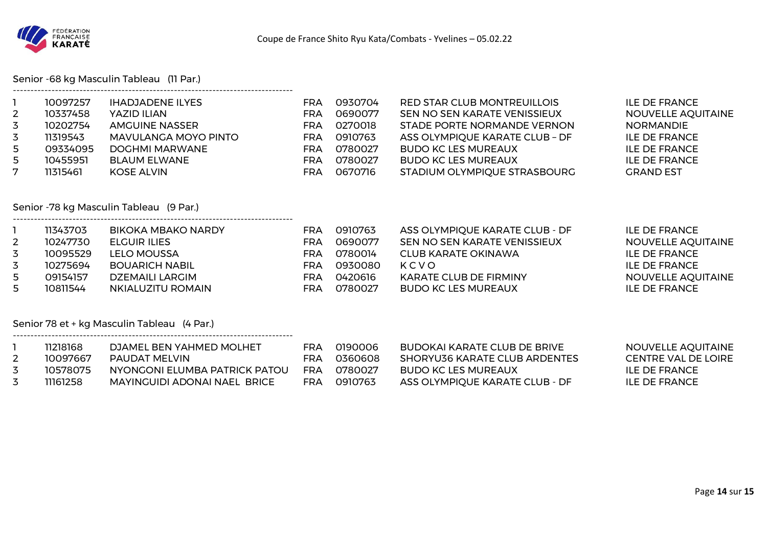Coupe de France Shito Ryu Kata/Combats - Yvelines – 05.02.22

## Senior -68 kg Masculin Tableau (11 Par.)

| | | | | | | |
|---|---|---|---|---|---|---|
| 1 | 10097257 | IHADJADENE ILYES | FRA | 0930704 | RED STAR CLUB MONTREUILLOIS | ILE DE FRANCE |
| 2 | 10337458 | YAZID ILIAN | FRA | 0690077 | SEN NO SEN KARATE VENISSIEUX | NOUVELLE AQUITAINE |
| 3 | 10202754 | AMGUINE NASSER | FRA | 0270018 | STADE PORTE NORMANDE VERNON | NORMANDIE |
| 3 | 11319543 | MAVULANGA MOYO PINTO | FRA | 0910763 | ASS OLYMPIQUE KARATE CLUB – DF | ILE DE FRANCE |
| 5 | 09334095 | DOGHMI MARWANE | FRA | 0780027 | BUDO KC LES MUREAUX | ILE DE FRANCE |
| 5 | 10455951 | BLAUM ELWANE | FRA | 0780027 | BUDO KC LES MUREAUX | ILE DE FRANCE |
| 7 | 11315461 | KOSE ALVIN | FRA | 0670716 | STADIUM OLYMPIQUE STRASBOURG | GRAND EST |

## Senior -78 kg Masculin Tableau (9 Par.)

| | | | | | | |
|---|---|---|---|---|---|---|
| 1 | 11343703 | BIKOKA MBAKO NARDY | FRA | 0910763 | ASS OLYMPIQUE KARATE CLUB - DF | ILE DE FRANCE |
| 2 | 10247730 | ELGUIR ILIES | FRA | 0690077 | SEN NO SEN KARATE VENISSIEUX | NOUVELLE AQUITAINE |
| 3 | 10095529 | LELO MOUSSA | FRA | 0780014 | CLUB KARATE OKINAWA | ILE DE FRANCE |
| 3 | 10275694 | BOUARICH NABIL | FRA | 0930080 | K C V O | ILE DE FRANCE |
| 5 | 09154157 | DZEMAILI LARGIM | FRA | 0420616 | KARATE CLUB DE FIRMINY | NOUVELLE AQUITAINE |
| 5 | 10811544 | NKIALUZITU ROMAIN | FRA | 0780027 | BUDO KC LES MUREAUX | ILE DE FRANCE |

## Senior 78 et + kg Masculin Tableau (4 Par.)

| | | | | | | |
|---|---|---|---|---|---|---|
| 1 | 11218168 | DJAMEL BEN YAHMED MOLHET | FRA | 0190006 | BUDOKAI KARATE CLUB DE BRIVE | NOUVELLE AQUITAINE |
| 2 | 10097667 | PAUDAT MELVIN | FRA | 0360608 | SHORYU36 KARATE CLUB ARDENTES | CENTRE VAL DE LOIRE |
| 3 | 10578075 | NYONGONI ELUMBA PATRICK PATOU | FRA | 0780027 | BUDO KC LES MUREAUX | ILE DE FRANCE |
| 3 | 11161258 | MAYINGUIDI ADONAI NAEL BRICE | FRA | 0910763 | ASS OLYMPIQUE KARATE CLUB - DF | ILE DE FRANCE |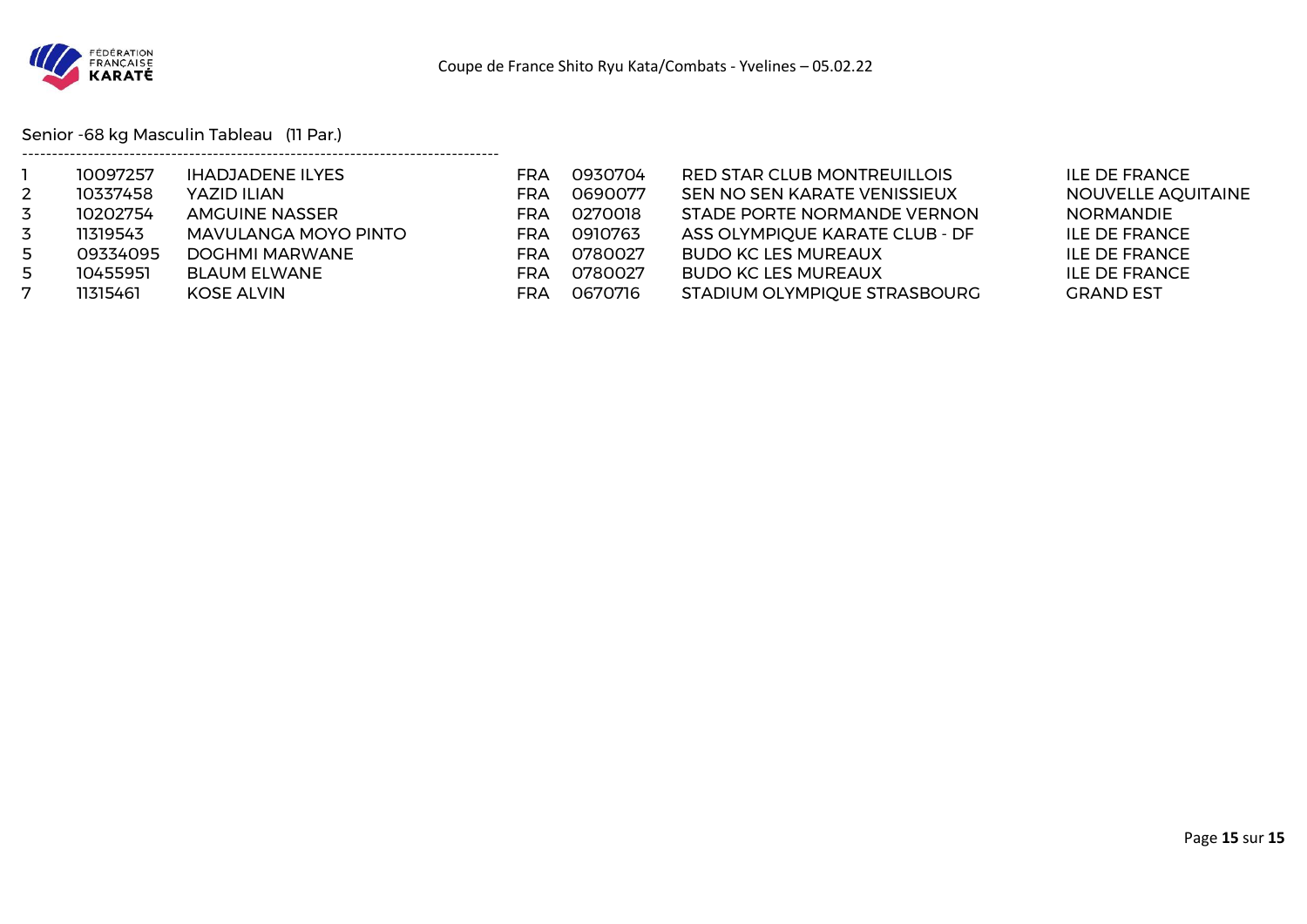Senior -68 kg Masculin Tableau (11 Par.)

| | | | | | | |
|---|---|---|---|---|---|---|
| 1 | 10097257 | IHADJADENE ILYES | FRA | 0930704 | RED STAR CLUB MONTREUILLOIS | ILE DE FRANCE |
| 2 | 10337458 | YAZID ILIAN | FRA | 0690077 | SEN NO SEN KARATE VENISSIEUX | NOUVELLE AQUITAINE |
| 3 | 10202754 | AMGUINE NASSER | FRA | 0270018 | STADE PORTE NORMANDE VERNON | NORMANDIE |
| 3 | 11319543 | MAVULANGA MOYO PINTO | FRA | 0910763 | ASS OLYMPIQUE KARATE CLUB - DF | ILE DE FRANCE |
| 5 | 09334095 | DOGHMI MARWANE | FRA | 0780027 | BUDO KC LES MUREAUX | ILE DE FRANCE |
| 5 | 10455951 | BLAUM ELWANE | FRA | 0780027 | BUDO KC LES MUREAUX | ILE DE FRANCE |
| 7 | 11315461 | KOSE ALVIN | FRA | 0670716 | STADIUM OLYMPIQUE STRASBOURG | GRAND EST |